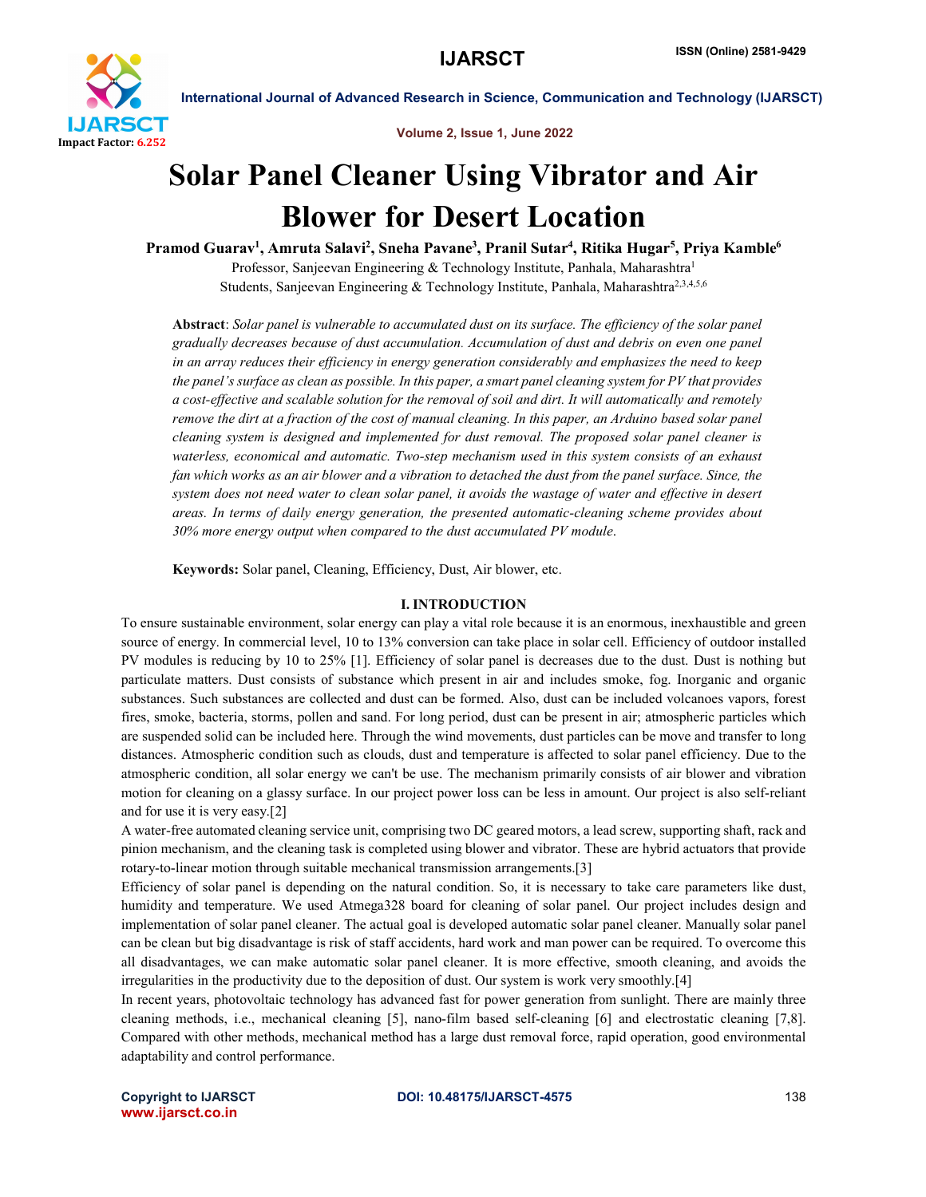# Solar Panel Cleaner Using Vibrator and Air Blower for Desert Location

**Pramod Guarav[1], Amruta Salavi[2], Sneha Pavane[3], Pranil Sutar[4], Ritika Hugar[5], Priya Kamble[6]**

Professor, Sanjeevan Engineering & Technology Institute, Panhala, Maharashtra[1]

Students, Sanjeevan Engineering & Technology Institute, Panhala, Maharashtra[2,3,4,5,6]

**Abstract**: *Solar panel is vulnerable to accumulated dust on its surface. The efficiency of the solar panel gradually decreases because of dust accumulation. Accumulation of dust and debris on even one panel in an array reduces their efficiency in energy generation considerably and emphasizes the need to keep the panel's surface as clean as possible. In this paper, a smart panel cleaning system for PV that provides a cost-effective and scalable solution for the removal of soil and dirt. It will automatically and remotely remove the dirt at a fraction of the cost of manual cleaning. In this paper, an Arduino based solar panel cleaning system is designed and implemented for dust removal. The proposed solar panel cleaner is waterless, economical and automatic. Two-step mechanism used in this system consists of an exhaust fan which works as an air blower and a vibration to detached the dust from the panel surface. Since, the system does not need water to clean solar panel, it avoids the wastage of water and effective in desert areas. In terms of daily energy generation, the presented automatic-cleaning scheme provides about 30% more energy output when compared to the dust accumulated PV module.*

**Keywords:** Solar panel, Cleaning, Efficiency, Dust, Air blower, etc.

## I. INTRODUCTION

To ensure sustainable environment, solar energy can play a vital role because it is an enormous, inexhaustible and green source of energy. In commercial level, 10 to 13% conversion can take place in solar cell. Efficiency of outdoor installed PV modules is reducing by 10 to 25% [1]. Efficiency of solar panel is decreases due to the dust. Dust is nothing but particulate matters. Dust consists of substance which present in air and includes smoke, fog. Inorganic and organic substances. Such substances are collected and dust can be formed. Also, dust can be included volcanoes vapors, forest fires, smoke, bacteria, storms, pollen and sand. For long period, dust can be present in air; atmospheric particles which are suspended solid can be included here. Through the wind movements, dust particles can be move and transfer to long distances. Atmospheric condition such as clouds, dust and temperature is affected to solar panel efficiency. Due to the atmospheric condition, all solar energy we can't be use. The mechanism primarily consists of air blower and vibration motion for cleaning on a glassy surface. In our project power loss can be less in amount. Our project is also self-reliant and for use it is very easy.[2]

A water-free automated cleaning service unit, comprising two DC geared motors, a lead screw, supporting shaft, rack and pinion mechanism, and the cleaning task is completed using blower and vibrator. These are hybrid actuators that provide rotary-to-linear motion through suitable mechanical transmission arrangements.[3]

Efficiency of solar panel is depending on the natural condition. So, it is necessary to take care parameters like dust, humidity and temperature. We used Atmega328 board for cleaning of solar panel. Our project includes design and implementation of solar panel cleaner. The actual goal is developed automatic solar panel cleaner. Manually solar panel can be clean but big disadvantage is risk of staff accidents, hard work and man power can be required. To overcome this all disadvantages, we can make automatic solar panel cleaner. It is more effective, smooth cleaning, and avoids the irregularities in the productivity due to the deposition of dust. Our system is work very smoothly.[4]

In recent years, photovoltaic technology has advanced fast for power generation from sunlight. There are mainly three cleaning methods, i.e., mechanical cleaning [5], nano-film based self-cleaning [6] and electrostatic cleaning [7,8]. Compared with other methods, mechanical method has a large dust removal force, rapid operation, good environmental adaptability and control performance.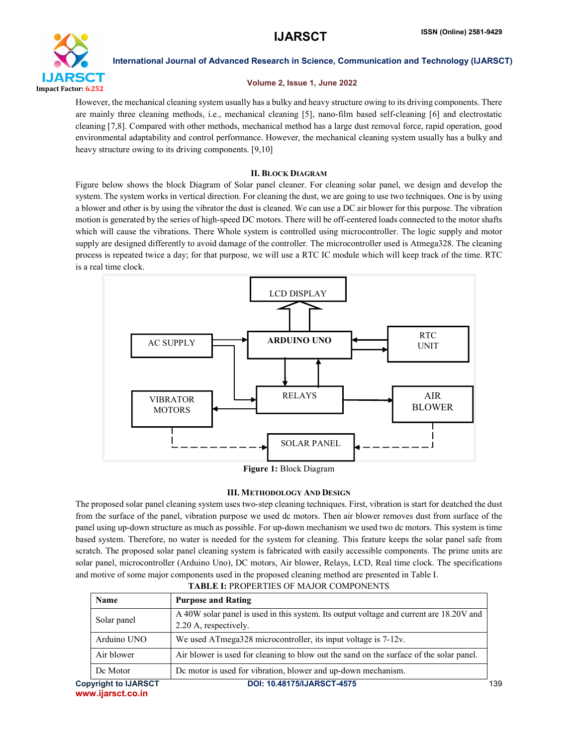However, the mechanical cleaning system usually has a bulky and heavy structure owing to its driving components. There are mainly three cleaning methods, i.e., mechanical cleaning [5], nano-film based self-cleaning [6] and electrostatic cleaning [7,8]. Compared with other methods, mechanical method has a large dust removal force, rapid operation, good environmental adaptability and control performance. However, the mechanical cleaning system usually has a bulky and heavy structure owing to its driving components. [9,10]

## II. Block Diagram

Figure below shows the block Diagram of Solar panel cleaner. For cleaning solar panel, we design and develop the system. The system works in vertical direction. For cleaning the dust, we are going to use two techniques. One is by using a blower and other is by using the vibrator the dust is cleaned. We can use a DC air blower for this purpose. The vibration motion is generated by the series of high-speed DC motors. There will be off-centered loads connected to the motor shafts which will cause the vibrations. There Whole system is controlled using microcontroller. The logic supply and motor supply are designed differently to avoid damage of the controller. The microcontroller used is Atmega328. The cleaning process is repeated twice a day; for that purpose, we will use a RTC IC module which will keep track of the time. RTC is a real time clock.

**Figure 1:** Block Diagram

## III. Methodology And Design

The proposed solar panel cleaning system uses two-step cleaning techniques. First, vibration is start for deatched the dust from the surface of the panel, vibration purpose we used dc motors. Then air blower removes dust from surface of the panel using up-down structure as much as possible. For up-down mechanism we used two dc motors. This system is time based system. Therefore, no water is needed for the system for cleaning. This feature keeps the solar panel safe from scratch. The proposed solar panel cleaning system is fabricated with easily accessible components. The prime units are solar panel, microcontroller (Arduino Uno), DC motors, Air blower, Relays, LCD, Real time clock. The specifications and motive of some major components used in the proposed cleaning method are presented in Table I.

**TABLE I:** PROPERTIES OF MAJOR COMPONENTS

| Name | Purpose and Rating |
|---|---|
| Solar panel | A 40W solar panel is used in this system. Its output voltage and current are 18.20V and 2.20 A, respectively. |
| Arduino UNO | We used ATmega328 microcontroller, its input voltage is 7-12v. |
| Air blower | Air blower is used for cleaning to blow out the sand on the surface of the solar panel. |
| Dc Motor | Dc motor is used for vibration, blower and up-down mechanism. |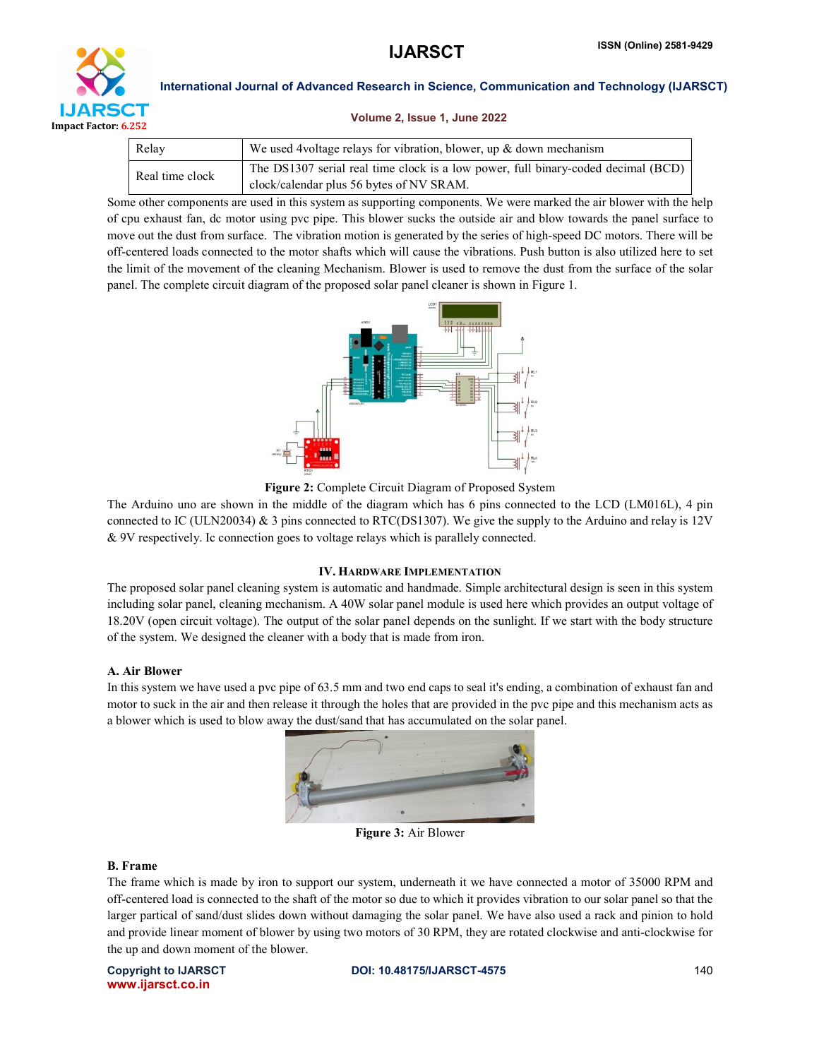| Relay | We used 4voltage relays for vibration, blower, up & down mechanism |
|---|---|
| Real time clock | The DS1307 serial real time clock is a low power, full binary-coded decimal (BCD) clock/calendar plus 56 bytes of NV SRAM. |

Some other components are used in this system as supporting components. We were marked the air blower with the help of cpu exhaust fan, dc motor using pvc pipe. This blower sucks the outside air and blow towards the panel surface to move out the dust from surface. The vibration motion is generated by the series of high-speed DC motors. There will be off-centered loads connected to the motor shafts which will cause the vibrations. Push button is also utilized here to set the limit of the movement of the cleaning Mechanism. Blower is used to remove the dust from the surface of the solar panel. The complete circuit diagram of the proposed solar panel cleaner is shown in Figure 1.

**Figure 2:** Complete Circuit Diagram of Proposed System

The Arduino uno are shown in the middle of the diagram which has 6 pins connected to the LCD (LM016L), 4 pin connected to IC (ULN20034) & 3 pins connected to RTC(DS1307). We give the supply to the Arduino and relay is 12V & 9V respectively. Ic connection goes to voltage relays which is parallely connected.

## IV. Hardware Implementation

The proposed solar panel cleaning system is automatic and handmade. Simple architectural design is seen in this system including solar panel, cleaning mechanism. A 40W solar panel module is used here which provides an output voltage of 18.20V (open circuit voltage). The output of the solar panel depends on the sunlight. If we start with the body structure of the system. We designed the cleaner with a body that is made from iron.

### A. Air Blower

In this system we have used a pvc pipe of 63.5 mm and two end caps to seal it's ending, a combination of exhaust fan and motor to suck in the air and then release it through the holes that are provided in the pvc pipe and this mechanism acts as a blower which is used to blow away the dust/sand that has accumulated on the solar panel.

**Figure 3:** Air Blower

### B. Frame

The frame which is made by iron to support our system, underneath it we have connected a motor of 35000 RPM and off-centered load is connected to the shaft of the motor so due to which it provides vibration to our solar panel so that the larger partical of sand/dust slides down without damaging the solar panel. We have also used a rack and pinion to hold and provide linear moment of blower by using two motors of 30 RPM, they are rotated clockwise and anti-clockwise for the up and down moment of the blower.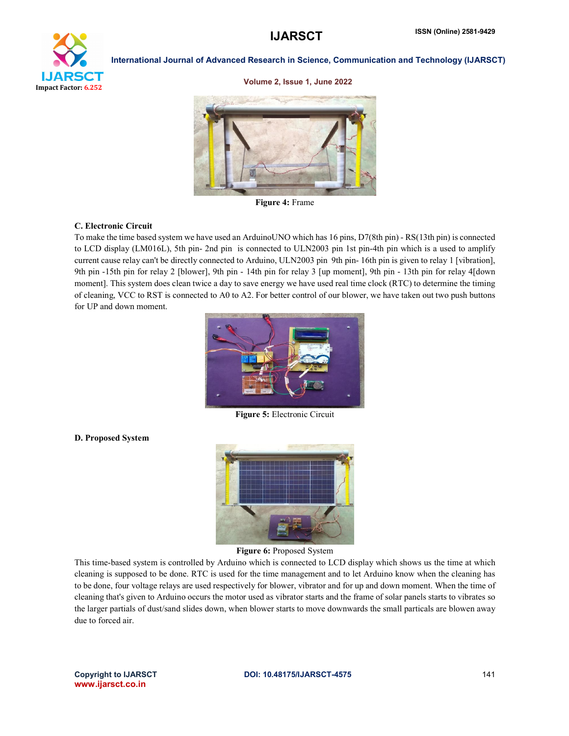**Figure 4:** Frame

### C. Electronic Circuit

To make the time based system we have used an ArduinoUNO which has 16 pins, D7(8th pin) - RS(13th pin) is connected to LCD display (LM016L), 5th pin- 2nd pin is connected to ULN2003 pin 1st pin-4th pin which is a used to amplify current cause relay can't be directly connected to Arduino, ULN2003 pin 9th pin- 16th pin is given to relay 1 [vibration], 9th pin -15th pin for relay 2 [blower], 9th pin - 14th pin for relay 3 [up moment], 9th pin - 13th pin for relay 4[down moment]. This system does clean twice a day to save energy we have used real time clock (RTC) to determine the timing of cleaning, VCC to RST is connected to A0 to A2. For better control of our blower, we have taken out two push buttons for UP and down moment.

**Figure 5:** Electronic Circuit

### D. Proposed System

**Figure 6:** Proposed System

This time-based system is controlled by Arduino which is connected to LCD display which shows us the time at which cleaning is supposed to be done. RTC is used for the time management and to let Arduino know when the cleaning has to be done, four voltage relays are used respectively for blower, vibrator and for up and down moment. When the time of cleaning that's given to Arduino occurs the motor used as vibrator starts and the frame of solar panels starts to vibrates so the larger partials of dust/sand slides down, when blower starts to move downwards the small particals are blown away due to forced air.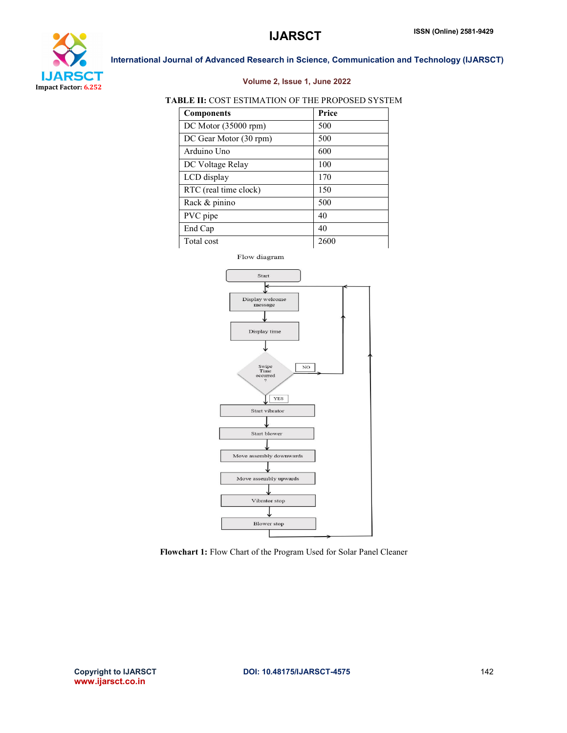**TABLE II:** COST ESTIMATION OF THE PROPOSED SYSTEM

| **Components** | **Price** |
|---|---|
| DC Motor (35000 rpm) | 500 |
| DC Gear Motor (30 rpm) | 500 |
| Arduino Uno | 600 |
| DC Voltage Relay | 100 |
| LCD display | 170 |
| RTC (real time clock) | 150 |
| Rack & pinino | 500 |
| PVC pipe | 40 |
| End Cap | 40 |
| Total cost | 2600 |

Flow diagram

Start → Display welcome message → Display time → Swipe Time occurred ? (NO → back to Display welcome message; YES ↓) → Start vibrator → Start blower → Move assembly downwards → Move assembly upwards → Vibrator stop → Blower stop → back to Display welcome message

**Flowchart 1:** Flow Chart of the Program Used for Solar Panel Cleaner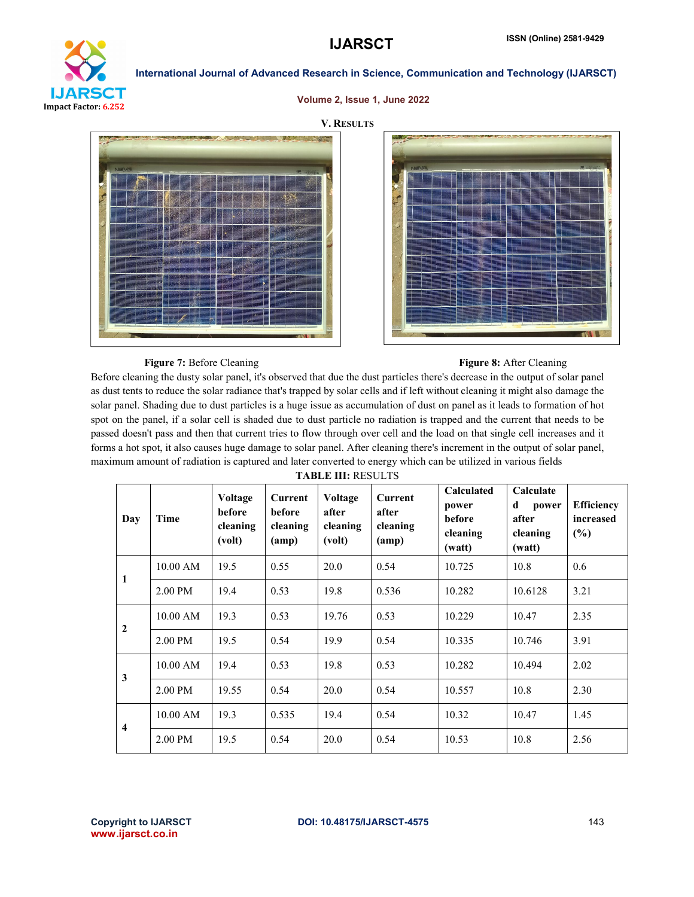## V. RESULTS

**Figure 7:** Before Cleaning

**Figure 8:** After Cleaning

Before cleaning the dusty solar panel, it's observed that due the dust particles there's decrease in the output of solar panel as dust tents to reduce the solar radiance that's trapped by solar cells and if left without cleaning it might also damage the solar panel. Shading due to dust particles is a huge issue as accumulation of dust on panel as it leads to formation of hot spot on the panel, if a solar cell is shaded due to dust particle no radiation is trapped and the current that needs to be passed doesn't pass and then that current tries to flow through over cell and the load on that single cell increases and it forms a hot spot, it also causes huge damage to solar panel. After cleaning there's increment in the output of solar panel, maximum amount of radiation is captured and later converted to energy which can be utilized in various fields

**TABLE III:** RESULTS

| Day | Time | Voltage before cleaning (volt) | Current before cleaning (amp) | Voltage after cleaning (volt) | Current after cleaning (amp) | Calculated power before cleaning (watt) | Calculated power after cleaning (watt) | Efficiency increased (%) |
|---|---|---|---|---|---|---|---|---|
| 1 | 10.00 AM | 19.5 | 0.55 | 20.0 | 0.54 | 10.725 | 10.8 | 0.6 |
| | 2.00 PM | 19.4 | 0.53 | 19.8 | 0.536 | 10.282 | 10.6128 | 3.21 |
| 2 | 10.00 AM | 19.3 | 0.53 | 19.76 | 0.53 | 10.229 | 10.47 | 2.35 |
| | 2.00 PM | 19.5 | 0.54 | 19.9 | 0.54 | 10.335 | 10.746 | 3.91 |
| 3 | 10.00 AM | 19.4 | 0.53 | 19.8 | 0.53 | 10.282 | 10.494 | 2.02 |
| | 2.00 PM | 19.55 | 0.54 | 20.0 | 0.54 | 10.557 | 10.8 | 2.30 |
| 4 | 10.00 AM | 19.3 | 0.535 | 19.4 | 0.54 | 10.32 | 10.47 | 1.45 |
| | 2.00 PM | 19.5 | 0.54 | 20.0 | 0.54 | 10.53 | 10.8 | 2.56 |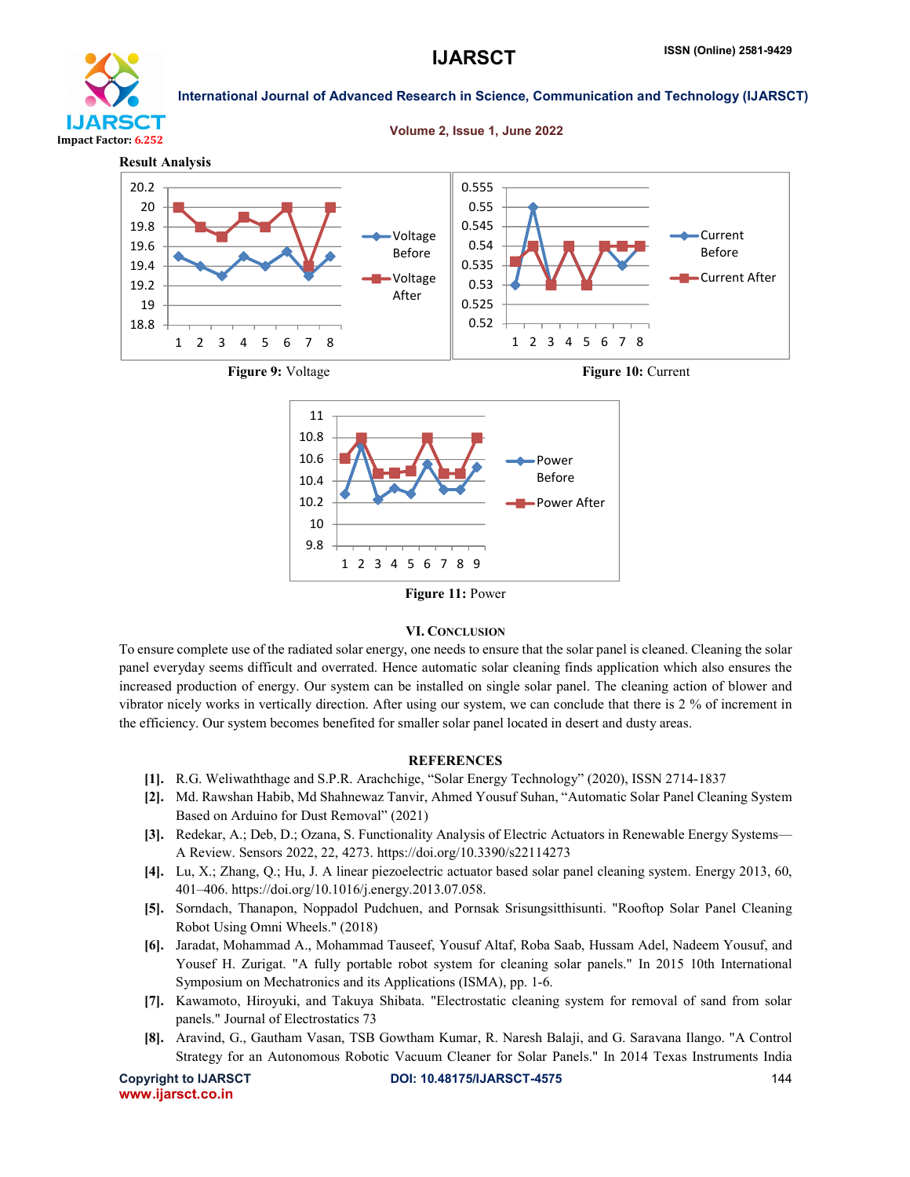**Result Analysis**

Figure 9: Voltage

Figure 10: Current

Figure 11: Power

## VI. CONCLUSION

To ensure complete use of the radiated solar energy, one needs to ensure that the solar panel is cleaned. Cleaning the solar panel everyday seems difficult and overrated. Hence automatic solar cleaning finds application which also ensures the increased production of energy. Our system can be installed on single solar panel. The cleaning action of blower and vibrator nicely works in vertically direction. After using our system, we can conclude that there is 2 % of increment in the efficiency. Our system becomes benefited for smaller solar panel located in desert and dusty areas.

## REFERENCES

**[1].** R.G. Weliwaththage and S.P.R. Arachchige, "Solar Energy Technology" (2020), ISSN 2714-1837

**[2].** Md. Rawshan Habib, Md Shahnewaz Tanvir, Ahmed Yousuf Suhan, "Automatic Solar Panel Cleaning System Based on Arduino for Dust Removal" (2021)

**[3].** Redekar, A.; Deb, D.; Ozana, S. Functionality Analysis of Electric Actuators in Renewable Energy Systems—A Review. Sensors 2022, 22, 4273. https://doi.org/10.3390/s22114273

**[4].** Lu, X.; Zhang, Q.; Hu, J. A linear piezoelectric actuator based solar panel cleaning system. Energy 2013, 60, 401–406. https://doi.org/10.1016/j.energy.2013.07.058.

**[5].** Sorndach, Thanapon, Noppadol Pudchuen, and Pornsak Srisungsitthisunti. "Rooftop Solar Panel Cleaning Robot Using Omni Wheels." (2018)

**[6].** Jaradat, Mohammad A., Mohammad Tauseef, Yousuf Altaf, Roba Saab, Hussam Adel, Nadeem Yousuf, and Yousef H. Zurigat. "A fully portable robot system for cleaning solar panels." In 2015 10th International Symposium on Mechatronics and its Applications (ISMA), pp. 1-6.

**[7].** Kawamoto, Hiroyuki, and Takuya Shibata. "Electrostatic cleaning system for removal of sand from solar panels." Journal of Electrostatics 73

**[8].** Aravind, G., Gautham Vasan, TSB Gowtham Kumar, R. Naresh Balaji, and G. Saravana Ilango. "A Control Strategy for an Autonomous Robotic Vacuum Cleaner for Solar Panels." In 2014 Texas Instruments India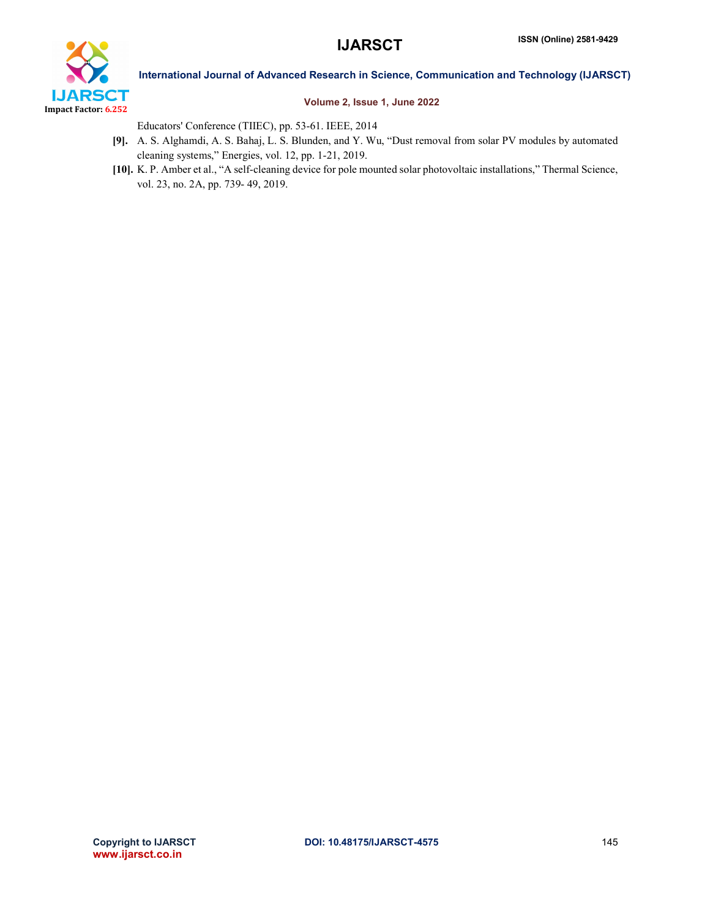Educators' Conference (TIIEC), pp. 53-61. IEEE, 2014

**[9].** A. S. Alghamdi, A. S. Bahaj, L. S. Blunden, and Y. Wu, "Dust removal from solar PV modules by automated cleaning systems," Energies, vol. 12, pp. 1-21, 2019.

**[10].** K. P. Amber et al., "A self-cleaning device for pole mounted solar photovoltaic installations," Thermal Science, vol. 23, no. 2A, pp. 739- 49, 2019.